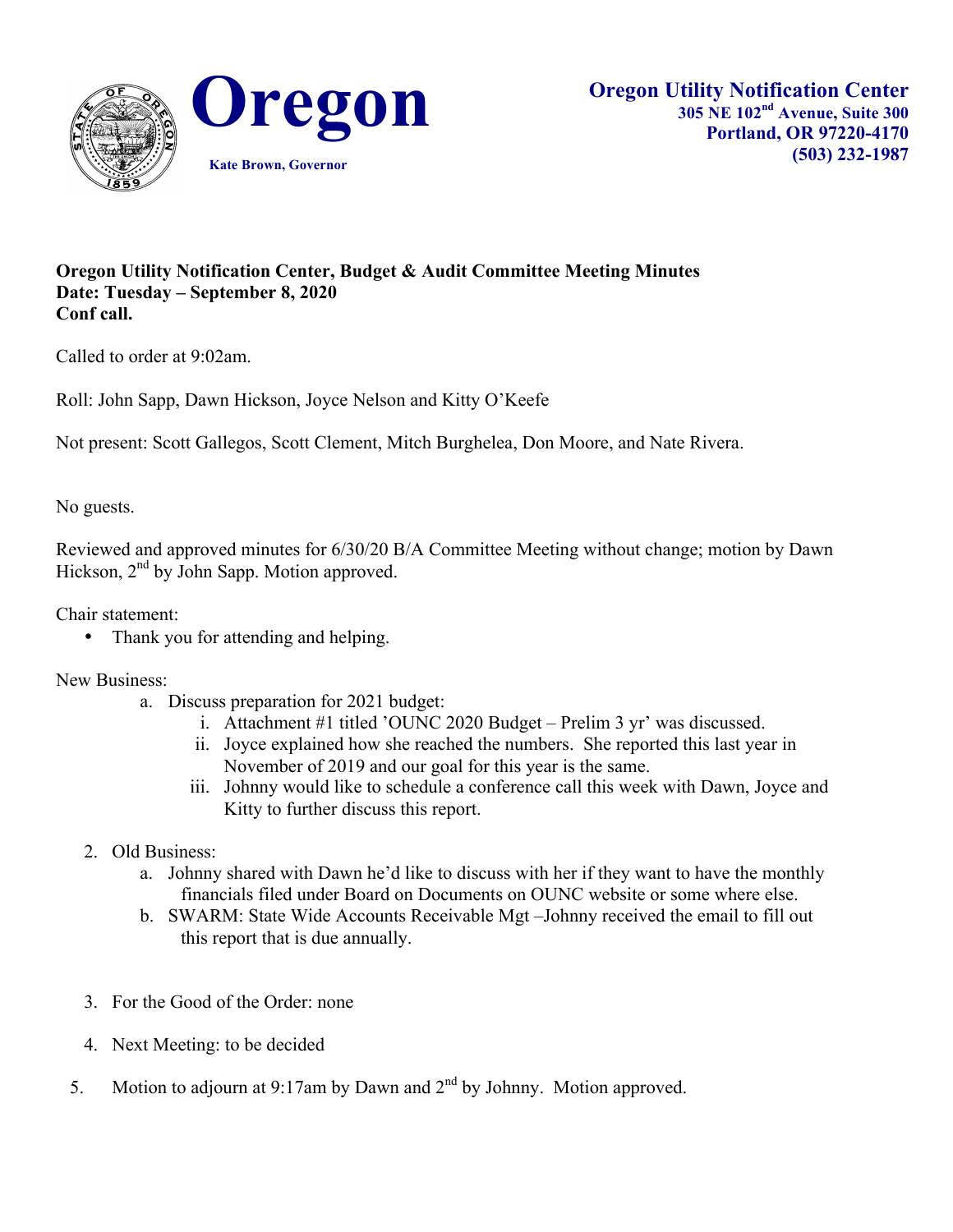# Oregon

Kate Brown, Governor

**Oregon Utility Notification Center**
**305 NE 102nd Avenue, Suite 300**
**Portland, OR 97220-4170**
**(503) 232-1987**

**Oregon Utility Notification Center, Budget & Audit Committee Meeting Minutes**
**Date: Tuesday – September 8, 2020**
**Conf call.**

Called to order at 9:02am.

Roll: John Sapp, Dawn Hickson, Joyce Nelson and Kitty O'Keefe

Not present: Scott Gallegos, Scott Clement, Mitch Burghelea, Don Moore, and Nate Rivera.

No guests.

Reviewed and approved minutes for 6/30/20 B/A Committee Meeting without change; motion by Dawn Hickson, 2nd by John Sapp. Motion approved.

Chair statement:

- Thank you for attending and helping.

New Business:

a. Discuss preparation for 2021 budget:
   i. Attachment #1 titled 'OUNC 2020 Budget – Prelim 3 yr' was discussed.
   ii. Joyce explained how she reached the numbers. She reported this last year in November of 2019 and our goal for this year is the same.
   iii. Johnny would like to schedule a conference call this week with Dawn, Joyce and Kitty to further discuss this report.

2. Old Business:
   a. Johnny shared with Dawn he'd like to discuss with her if they want to have the monthly financials filed under Board on Documents on OUNC website or some where else.
   b. SWARM: State Wide Accounts Receivable Mgt –Johnny received the email to fill out this report that is due annually.

3. For the Good of the Order: none

4. Next Meeting: to be decided

5. Motion to adjourn at 9:17am by Dawn and 2nd by Johnny. Motion approved.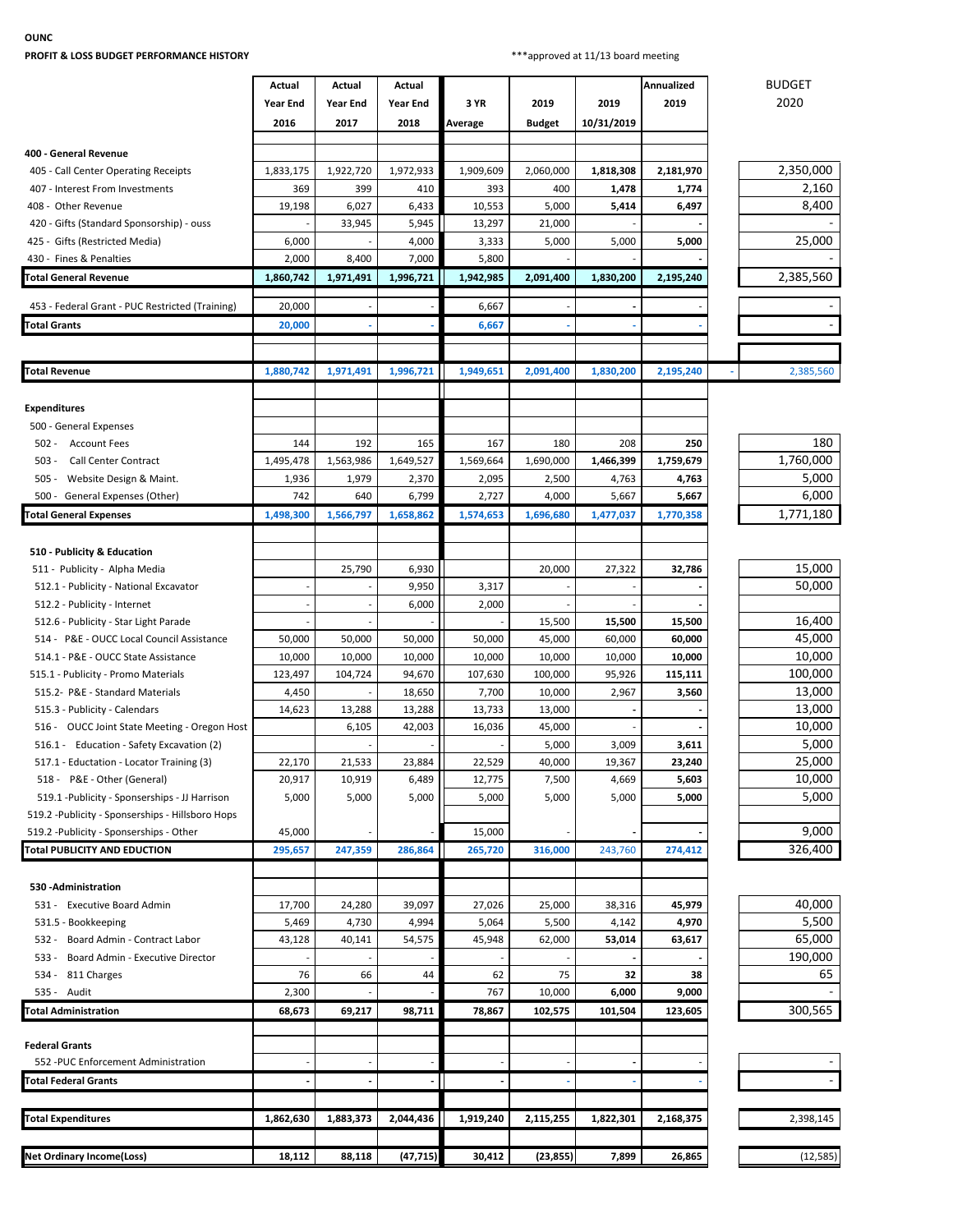**OUNC**

**PROFIT & LOSS BUDGET PERFORMANCE HISTORY**

***approved at 11/13 board meeting

| | Actual Year End 2016 | Actual Year End 2017 | Actual Year End 2018 | 3 YR Average | 2019 Budget | 2019 10/31/2019 | Annualized 2019 | BUDGET 2020 |
|---|---|---|---|---|---|---|---|---|
| **400 - General Revenue** | | | | | | | | |
| 405 - Call Center Operating Receipts | 1,833,175 | 1,922,720 | 1,972,933 | 1,909,609 | 2,060,000 | **1,818,308** | **2,181,970** | 2,350,000 |
| 407 - Interest From Investments | 369 | 399 | 410 | 393 | 400 | **1,478** | **1,774** | 2,160 |
| 408 - Other Revenue | 19,198 | 6,027 | 6,433 | 10,553 | 5,000 | **5,414** | **6,497** | 8,400 |
| 420 - Gifts (Standard Sponsorship) - ouss | - | 33,945 | 5,945 | 13,297 | 21,000 | - | **-** | - |
| 425 - Gifts (Restricted Media) | 6,000 | - | 4,000 | 3,333 | 5,000 | 5,000 | **5,000** | 25,000 |
| 430 - Fines & Penalties | 2,000 | 8,400 | 7,000 | 5,800 | - | - | **-** | - |
| **Total General Revenue** | **1,860,742** | **1,971,491** | **1,996,721** | **1,942,985** | **2,091,400** | **1,830,200** | **2,195,240** | 2,385,560 |
| 453 - Federal Grant - PUC Restricted (Training) | 20,000 | - | - | 6,667 | - | **-** | - | - |
| **Total Grants** | **20,000** | **-** | **-** | **6,667** | **-** | **-** | **-** | - |
| **Total Revenue** | **1,880,742** | **1,971,491** | **1,996,721** | **1,949,651** | **2,091,400** | **1,830,200** | **2,195,240** | 2,385,560 |
| **Expenditures** | | | | | | | | |
| 500 - General Expenses | | | | | | | | |
| 502 - Account Fees | 144 | 192 | 165 | 167 | 180 | 208 | **250** | 180 |
| 503 - Call Center Contract | 1,495,478 | 1,563,986 | 1,649,527 | 1,569,664 | 1,690,000 | **1,466,399** | **1,759,679** | 1,760,000 |
| 505 - Website Design & Maint. | 1,936 | 1,979 | 2,370 | 2,095 | 2,500 | **4,763** | **4,763** | 5,000 |
| 500 - General Expenses (Other) | 742 | 640 | 6,799 | 2,727 | 4,000 | **5,667** | **5,667** | 6,000 |
| **Total General Expenses** | **1,498,300** | **1,566,797** | **1,658,862** | **1,574,653** | **1,696,680** | **1,477,037** | **1,770,358** | 1,771,180 |
| **510 - Publicity & Education** | | | | | | | | |
| 511 - Publicity - Alpha Media | | 25,790 | 6,930 | | 20,000 | 27,322 | **32,786** | 15,000 |
| 512.1 - Publicity - National Excavator | - | - | 9,950 | 3,317 | - | - | **-** | 50,000 |
| 512.2 - Publicity - Internet | - | - | 6,000 | 2,000 | - | - | **-** | |
| 512.6 - Publicity - Star Light Parade | - | - | - | - | 15,500 | **15,500** | **15,500** | 16,400 |
| 514 - P&E - OUCC Local Council Assistance | 50,000 | 50,000 | 50,000 | 50,000 | 45,000 | **60,000** | **60,000** | 45,000 |
| 514.1 - P&E - OUCC State Assistance | 10,000 | 10,000 | 10,000 | 10,000 | 10,000 | **10,000** | **10,000** | 10,000 |
| 515.1 - Publicity - Promo Materials | 123,497 | 104,724 | 94,670 | 107,630 | 100,000 | **95,926** | **115,111** | 100,000 |
| 515.2- P&E - Standard Materials | 4,450 | - | 18,650 | 7,700 | 10,000 | **2,967** | **3,560** | 13,000 |
| 515.3 - Publicity - Calendars | 14,623 | 13,288 | 13,288 | 13,733 | 13,000 | - | **-** | 13,000 |
| 516 - OUCC Joint State Meeting - Oregon Host | | 6,105 | 42,003 | 16,036 | 45,000 | - | **-** | 10,000 |
| 516.1 - Education - Safety Excavation (2) | | - | - | - | 5,000 | 3,009 | **3,611** | 5,000 |
| 517.1 - Education - Locator Training (3) | 22,170 | 21,533 | 23,884 | 22,529 | 40,000 | 19,367 | **23,240** | 25,000 |
| 518 - P&E - Other (General) | 20,917 | 10,919 | 6,489 | 12,775 | 7,500 | 4,669 | **5,603** | 10,000 |
| 519.1 -Publicity - Sponserships - JJ Harrison | 5,000 | 5,000 | 5,000 | 5,000 | 5,000 | 5,000 | **5,000** | 5,000 |
| 519.2 -Publicity - Sponserships - Hillsboro Hops | | | | | | | | |
| 519.2 -Publicity - Sponserships - Other | 45,000 | - | - | 15,000 | - | **-** | **-** | 9,000 |
| **Total PUBLICITY AND EDUCTION** | **295,657** | **247,359** | **286,864** | **265,720** | **316,000** | 243,760 | **274,412** | 326,400 |
| **530 -Administration** | | | | | | | | |
| 531 - Executive Board Admin | 17,700 | 24,280 | 39,097 | 27,026 | 25,000 | 38,316 | **45,979** | 40,000 |
| 531.5 - Bookkeeping | 5,469 | 4,730 | 4,994 | 5,064 | 5,500 | 4,142 | **4,970** | 5,500 |
| 532 - Board Admin - Contract Labor | 43,128 | 40,141 | 54,575 | 45,948 | 62,000 | **53,014** | **63,617** | 65,000 |
| 533 - Board Admin - Executive Director | - | - | - | - | - | - | **-** | 190,000 |
| 534 - 811 Charges | 76 | 66 | 44 | 62 | 75 | **32** | **38** | 65 |
| 535 - Audit | 2,300 | - | - | 767 | 10,000 | **6,000** | **9,000** | - |
| **Total Administration** | **68,673** | **69,217** | **98,711** | **78,867** | **102,575** | **101,504** | **123,605** | 300,565 |
| **Federal Grants** | | | | | | | | |
| 552 -PUC Enforcement Administration | - | - | - | - | - | **-** | - | - |
| **Total Federal Grants** | **-** | **-** | **-** | **-** | **-** | **-** | **-** | - |
| **Total Expenditures** | **1,862,630** | **1,883,373** | **2,044,436** | **1,919,240** | **2,115,255** | **1,822,301** | **2,168,375** | 2,398,145 |
| **Net Ordinary Income(Loss)** | **18,112** | **88,118** | **(47,715)** | **30,412** | **(23,855)** | **7,899** | **26,865** | (12,585) |